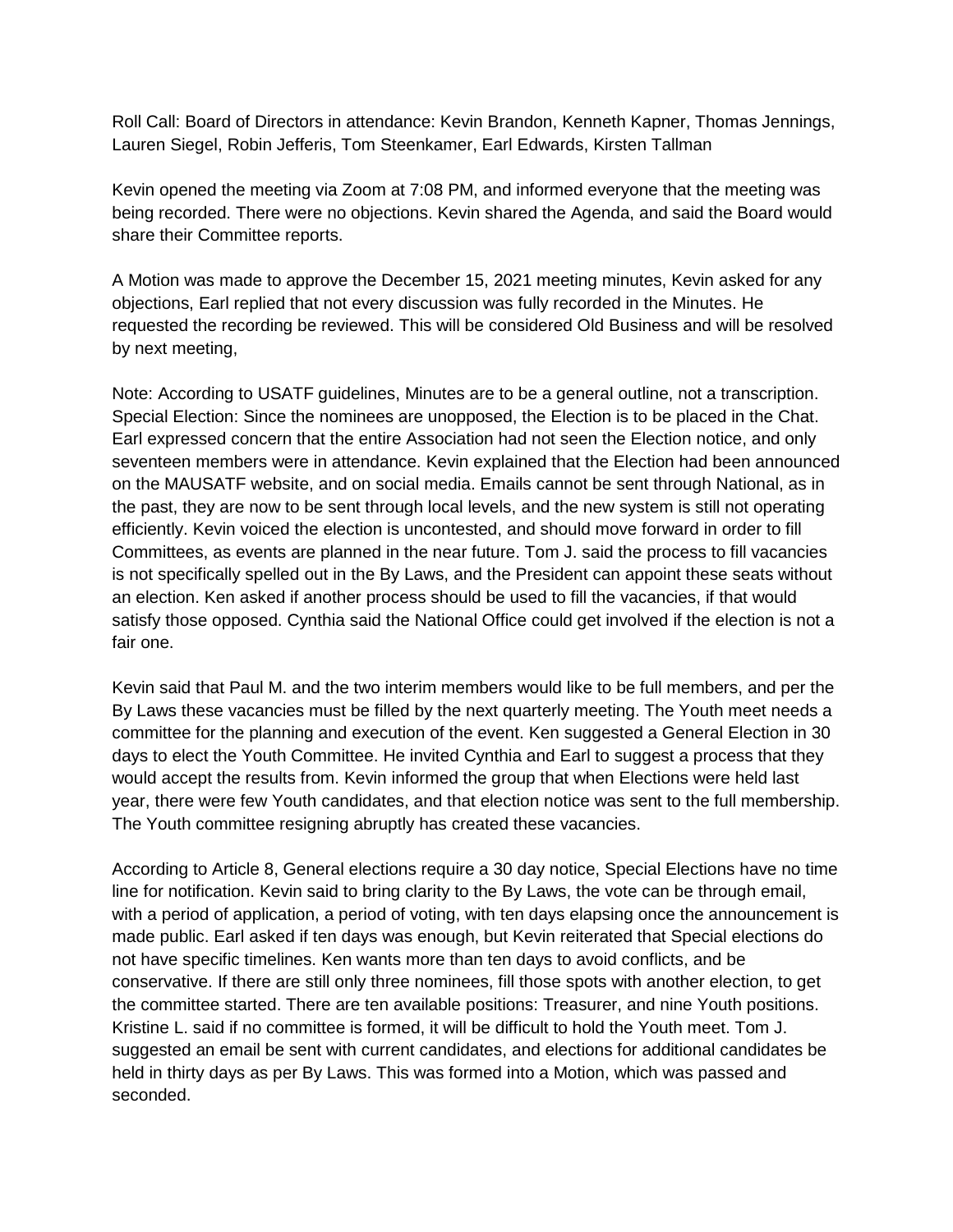Roll Call: Board of Directors in attendance: Kevin Brandon, Kenneth Kapner, Thomas Jennings, Lauren Siegel, Robin Jefferis, Tom Steenkamer, Earl Edwards, Kirsten Tallman

Kevin opened the meeting via Zoom at 7:08 PM, and informed everyone that the meeting was being recorded. There were no objections. Kevin shared the Agenda, and said the Board would share their Committee reports.

A Motion was made to approve the December 15, 2021 meeting minutes, Kevin asked for any objections, Earl replied that not every discussion was fully recorded in the Minutes. He requested the recording be reviewed. This will be considered Old Business and will be resolved by next meeting,

Note: According to USATF guidelines, Minutes are to be a general outline, not a transcription. Special Election: Since the nominees are unopposed, the Election is to be placed in the Chat. Earl expressed concern that the entire Association had not seen the Election notice, and only seventeen members were in attendance. Kevin explained that the Election had been announced on the MAUSATF website, and on social media. Emails cannot be sent through National, as in the past, they are now to be sent through local levels, and the new system is still not operating efficiently. Kevin voiced the election is uncontested, and should move forward in order to fill Committees, as events are planned in the near future. Tom J. said the process to fill vacancies is not specifically spelled out in the By Laws, and the President can appoint these seats without an election. Ken asked if another process should be used to fill the vacancies, if that would satisfy those opposed. Cynthia said the National Office could get involved if the election is not a fair one.

Kevin said that Paul M. and the two interim members would like to be full members, and per the By Laws these vacancies must be filled by the next quarterly meeting. The Youth meet needs a committee for the planning and execution of the event. Ken suggested a General Election in 30 days to elect the Youth Committee. He invited Cynthia and Earl to suggest a process that they would accept the results from. Kevin informed the group that when Elections were held last year, there were few Youth candidates, and that election notice was sent to the full membership. The Youth committee resigning abruptly has created these vacancies.

According to Article 8, General elections require a 30 day notice, Special Elections have no time line for notification. Kevin said to bring clarity to the By Laws, the vote can be through email, with a period of application, a period of voting, with ten days elapsing once the announcement is made public. Earl asked if ten days was enough, but Kevin reiterated that Special elections do not have specific timelines. Ken wants more than ten days to avoid conflicts, and be conservative. If there are still only three nominees, fill those spots with another election, to get the committee started. There are ten available positions: Treasurer, and nine Youth positions. Kristine L. said if no committee is formed, it will be difficult to hold the Youth meet. Tom J. suggested an email be sent with current candidates, and elections for additional candidates be held in thirty days as per By Laws. This was formed into a Motion, which was passed and seconded.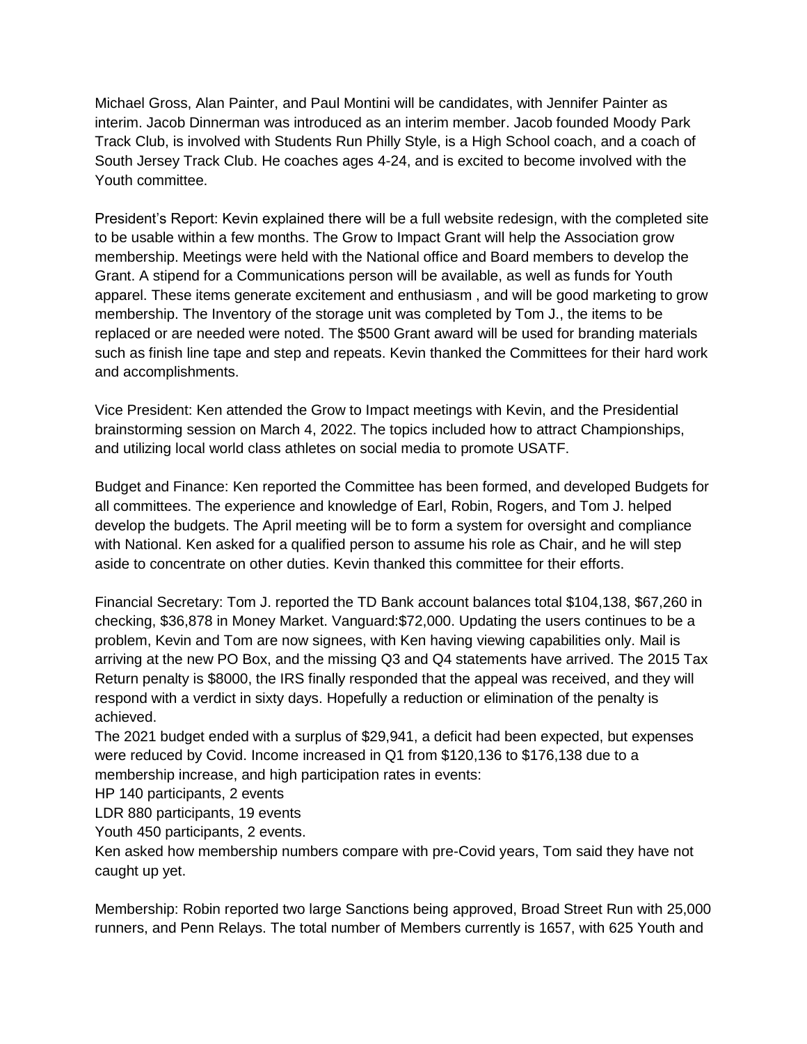Michael Gross, Alan Painter, and Paul Montini will be candidates, with Jennifer Painter as interim. Jacob Dinnerman was introduced as an interim member. Jacob founded Moody Park Track Club, is involved with Students Run Philly Style, is a High School coach, and a coach of South Jersey Track Club. He coaches ages 4-24, and is excited to become involved with the Youth committee.

President's Report: Kevin explained there will be a full website redesign, with the completed site to be usable within a few months. The Grow to Impact Grant will help the Association grow membership. Meetings were held with the National office and Board members to develop the Grant. A stipend for a Communications person will be available, as well as funds for Youth apparel. These items generate excitement and enthusiasm , and will be good marketing to grow membership. The Inventory of the storage unit was completed by Tom J., the items to be replaced or are needed were noted. The $500 Grant award will be used for branding materials such as finish line tape and step and repeats. Kevin thanked the Committees for their hard work and accomplishments.

Vice President: Ken attended the Grow to Impact meetings with Kevin, and the Presidential brainstorming session on March 4, 2022. The topics included how to attract Championships, and utilizing local world class athletes on social media to promote USATF.

Budget and Finance: Ken reported the Committee has been formed, and developed Budgets for all committees. The experience and knowledge of Earl, Robin, Rogers, and Tom J. helped develop the budgets. The April meeting will be to form a system for oversight and compliance with National. Ken asked for a qualified person to assume his role as Chair, and he will step aside to concentrate on other duties. Kevin thanked this committee for their efforts.

Financial Secretary: Tom J. reported the TD Bank account balances total $104,138, $67,260 in checking, $36,878 in Money Market. Vanguard:$72,000. Updating the users continues to be a problem, Kevin and Tom are now signees, with Ken having viewing capabilities only. Mail is arriving at the new PO Box, and the missing Q3 and Q4 statements have arrived. The 2015 Tax Return penalty is $8000, the IRS finally responded that the appeal was received, and they will respond with a verdict in sixty days. Hopefully a reduction or elimination of the penalty is achieved.
The 2021 budget ended with a surplus of $29,941, a deficit had been expected, but expenses were reduced by Covid. Income increased in Q1 from $120,136 to $176,138 due to a membership increase, and high participation rates in events:
HP 140 participants, 2 events
LDR 880 participants, 19 events
Youth 450 participants, 2 events.
Ken asked how membership numbers compare with pre-Covid years, Tom said they have not caught up yet.

Membership: Robin reported two large Sanctions being approved, Broad Street Run with 25,000 runners, and Penn Relays. The total number of Members currently is 1657, with 625 Youth and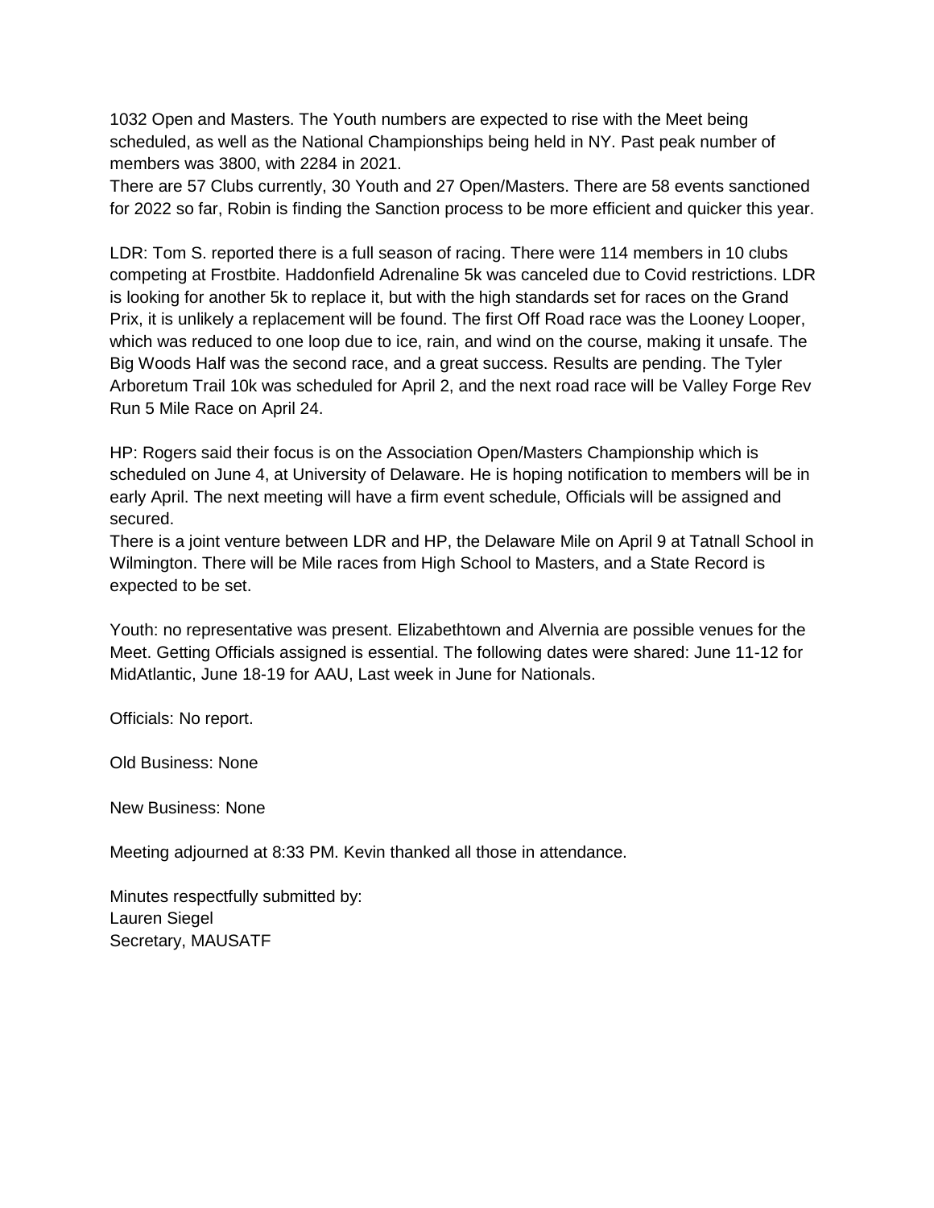1032 Open and Masters. The Youth numbers are expected to rise with the Meet being scheduled, as well as the National Championships being held in NY. Past peak number of members was 3800, with 2284 in 2021.
There are 57 Clubs currently, 30 Youth and 27 Open/Masters. There are 58 events sanctioned for 2022 so far, Robin is finding the Sanction process to be more efficient and quicker this year.

LDR: Tom S. reported there is a full season of racing. There were 114 members in 10 clubs competing at Frostbite. Haddonfield Adrenaline 5k was canceled due to Covid restrictions. LDR is looking for another 5k to replace it, but with the high standards set for races on the Grand Prix, it is unlikely a replacement will be found. The first Off Road race was the Looney Looper, which was reduced to one loop due to ice, rain, and wind on the course, making it unsafe. The Big Woods Half was the second race, and a great success. Results are pending. The Tyler Arboretum Trail 10k was scheduled for April 2, and the next road race will be Valley Forge Rev Run 5 Mile Race on April 24.

HP: Rogers said their focus is on the Association Open/Masters Championship which is scheduled on June 4, at University of Delaware. He is hoping notification to members will be in early April. The next meeting will have a firm event schedule, Officials will be assigned and secured.
There is a joint venture between LDR and HP, the Delaware Mile on April 9 at Tatnall School in Wilmington. There will be Mile races from High School to Masters, and a State Record is expected to be set.

Youth: no representative was present. Elizabethtown and Alvernia are possible venues for the Meet. Getting Officials assigned is essential. The following dates were shared: June 11-12 for MidAtlantic, June 18-19 for AAU, Last week in June for Nationals.

Officials: No report.

Old Business: None

New Business: None

Meeting adjourned at 8:33 PM. Kevin thanked all those in attendance.

Minutes respectfully submitted by:
Lauren Siegel
Secretary, MAUSATF